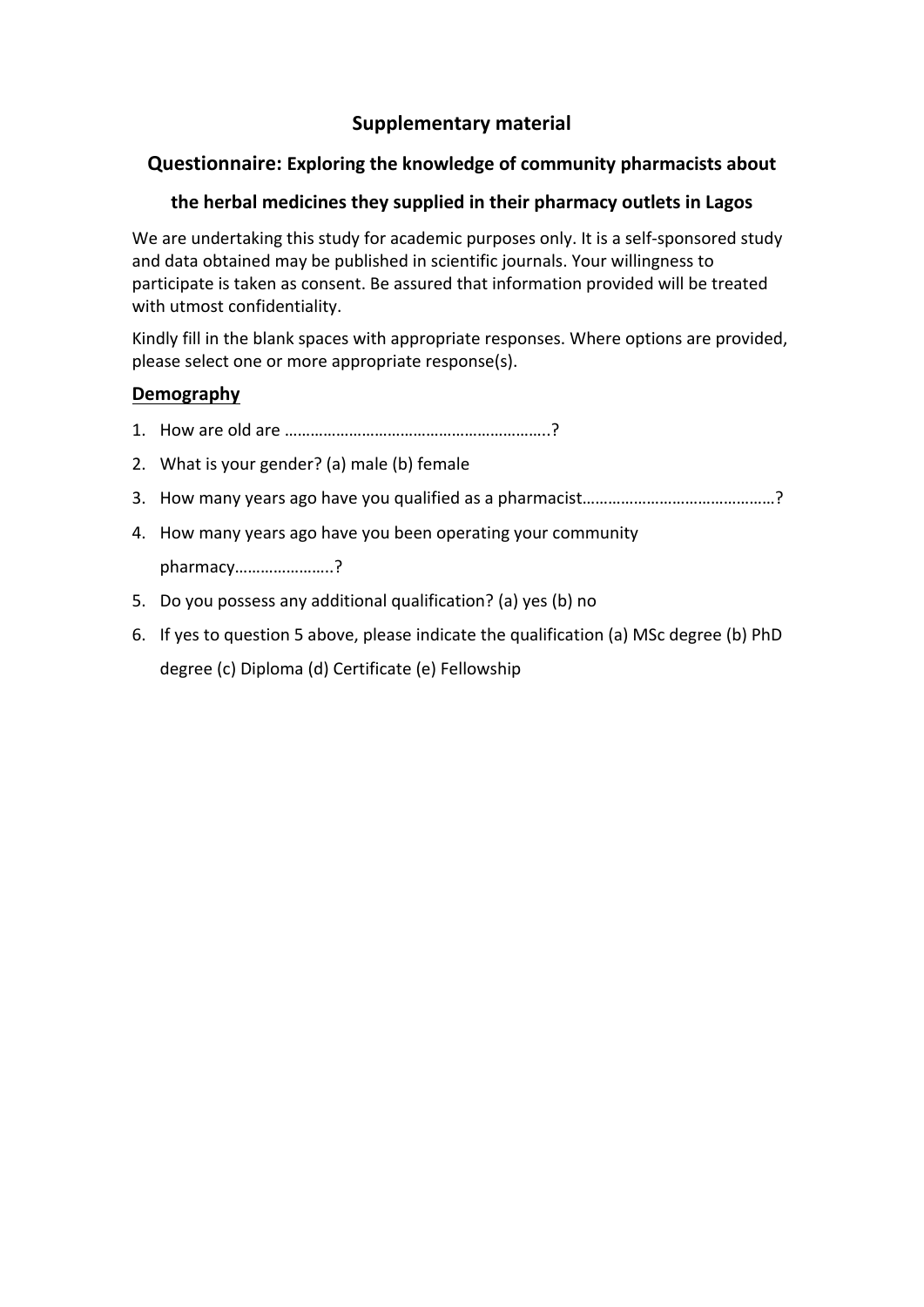# Supplementary material

## Questionnaire: Exploring the knowledge of community pharmacists about the herbal medicines they supplied in their pharmacy outlets in Lagos

We are undertaking this study for academic purposes only. It is a self-sponsored study and data obtained may be published in scientific journals. Your willingness to participate is taken as consent. Be assured that information provided will be treated with utmost confidentiality.

Kindly fill in the blank spaces with appropriate responses. Where options are provided, please select one or more appropriate response(s).

### Demography

1. How are old are …………………………………………………..?
2. What is your gender? (a) male (b) female
3. How many years ago have you qualified as a pharmacist………………………………………?
4. How many years ago have you been operating your community pharmacy…………………..?
5. Do you possess any additional qualification? (a) yes (b) no
6. If yes to question 5 above, please indicate the qualification (a) MSc degree (b) PhD degree (c) Diploma (d) Certificate (e) Fellowship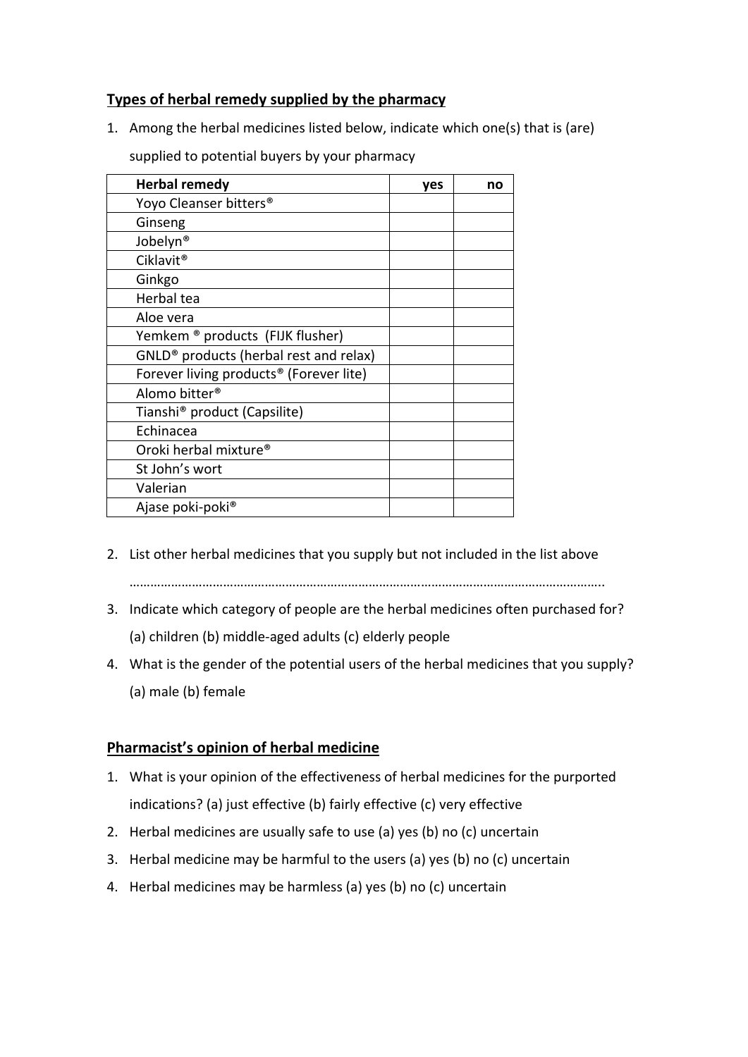**Types of herbal remedy supplied by the pharmacy**

1. Among the herbal medicines listed below, indicate which one(s) that is (are) supplied to potential buyers by your pharmacy

| Herbal remedy | yes | no |
|---|---|---|
| Yoyo Cleanser bitters® | | |
| Ginseng | | |
| Jobelyn® | | |
| Ciklavit® | | |
| Ginkgo | | |
| Herbal tea | | |
| Aloe vera | | |
| Yemkem ® products (FIJK flusher) | | |
| GNLD® products (herbal rest and relax) | | |
| Forever living products® (Forever lite) | | |
| Alomo bitter® | | |
| Tianshi® product (Capsilite) | | |
| Echinacea | | |
| Oroki herbal mixture® | | |
| St John's wort | | |
| Valerian | | |
| Ajase poki-poki® | | |

2. List other herbal medicines that you supply but not included in the list above

   ………………………………………………………………………………………………………………..

3. Indicate which category of people are the herbal medicines often purchased for? (a) children (b) middle-aged adults (c) elderly people
4. What is the gender of the potential users of the herbal medicines that you supply? (a) male (b) female

**Pharmacist's opinion of herbal medicine**

1. What is your opinion of the effectiveness of herbal medicines for the purported indications? (a) just effective (b) fairly effective (c) very effective
2. Herbal medicines are usually safe to use (a) yes (b) no (c) uncertain
3. Herbal medicine may be harmful to the users (a) yes (b) no (c) uncertain
4. Herbal medicines may be harmless (a) yes (b) no (c) uncertain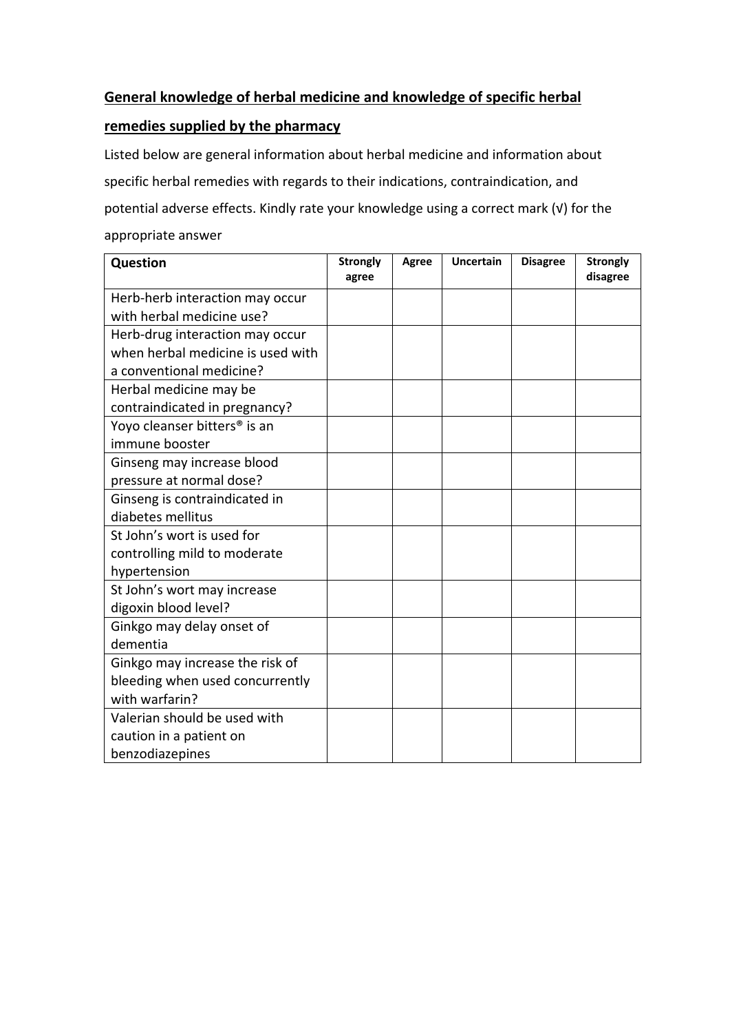## General knowledge of herbal medicine and knowledge of specific herbal remedies supplied by the pharmacy

Listed below are general information about herbal medicine and information about specific herbal remedies with regards to their indications, contraindication, and potential adverse effects. Kindly rate your knowledge using a correct mark (√) for the appropriate answer

| Question | Strongly agree | Agree | Uncertain | Disagree | Strongly disagree |
|---|---|---|---|---|---|
| Herb-herb interaction may occur with herbal medicine use? | | | | | |
| Herb-drug interaction may occur when herbal medicine is used with a conventional medicine? | | | | | |
| Herbal medicine may be contraindicated in pregnancy? | | | | | |
| Yoyo cleanser bitters® is an immune booster | | | | | |
| Ginseng may increase blood pressure at normal dose? | | | | | |
| Ginseng is contraindicated in diabetes mellitus | | | | | |
| St John's wort is used for controlling mild to moderate hypertension | | | | | |
| St John's wort may increase digoxin blood level? | | | | | |
| Ginkgo may delay onset of dementia | | | | | |
| Ginkgo may increase the risk of bleeding when used concurrently with warfarin? | | | | | |
| Valerian should be used with caution in a patient on benzodiazepines | | | | | |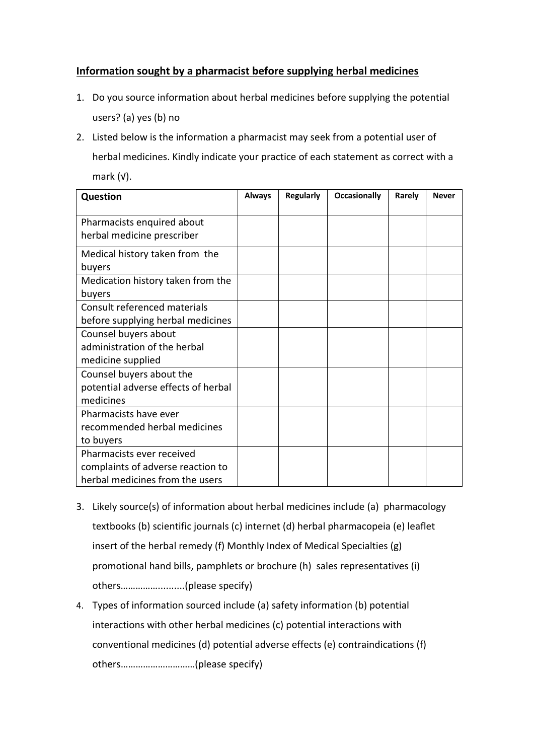**<u>Information sought by a pharmacist before supplying herbal medicines</u>**

1. Do you source information about herbal medicines before supplying the potential users? (a) yes (b) no
2. Listed below is the information a pharmacist may seek from a potential user of herbal medicines. Kindly indicate your practice of each statement as correct with a mark (√).

| Question | Always | Regularly | Occasionally | Rarely | Never |
|---|---|---|---|---|---|
| Pharmacists enquired about herbal medicine prescriber | | | | | |
| Medical history taken from the buyers | | | | | |
| Medication history taken from the buyers | | | | | |
| Consult referenced materials before supplying herbal medicines | | | | | |
| Counsel buyers about administration of the herbal medicine supplied | | | | | |
| Counsel buyers about the potential adverse effects of herbal medicines | | | | | |
| Pharmacists have ever recommended herbal medicines to buyers | | | | | |
| Pharmacists ever received complaints of adverse reaction to herbal medicines from the users | | | | | |

3. Likely source(s) of information about herbal medicines include (a) pharmacology textbooks (b) scientific journals (c) internet (d) herbal pharmacopeia (e) leaflet insert of the herbal remedy (f) Monthly Index of Medical Specialties (g) promotional hand bills, pamphlets or brochure (h) sales representatives (i) others……………..........(please specify)
4. Types of information sourced include (a) safety information (b) potential interactions with other herbal medicines (c) potential interactions with conventional medicines (d) potential adverse effects (e) contraindications (f) others………………………..(please specify)